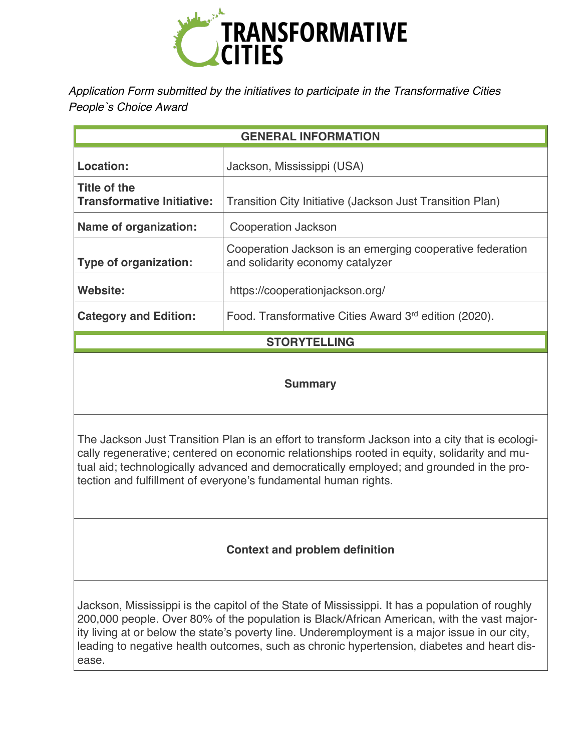# TRANSFORMATIVE CITIES

*Application Form submitted by the initiatives to participate in the Transformative Cities People`s Choice Award*

| GENERAL INFORMATION | |
|---|---|
| **Location:** | Jackson, Mississippi (USA) |
| **Title of the Transformative Initiative:** | Transition City Initiative (Jackson Just Transition Plan) |
| **Name of organization:** | Cooperation Jackson |
| **Type of organization:** | Cooperation Jackson is an emerging cooperative federation and solidarity economy catalyzer |
| **Website:** | https://cooperationjackson.org/ |
| **Category and Edition:** | Food. Transformative Cities Award 3rd edition (2020). |

## STORYTELLING

### Summary

The Jackson Just Transition Plan is an effort to transform Jackson into a city that is ecologically regenerative; centered on economic relationships rooted in equity, solidarity and mutual aid; technologically advanced and democratically employed; and grounded in the protection and fulfillment of everyone's fundamental human rights.

### Context and problem definition

Jackson, Mississippi is the capitol of the State of Mississippi. It has a population of roughly 200,000 people. Over 80% of the population is Black/African American, with the vast majority living at or below the state's poverty line. Underemployment is a major issue in our city, leading to negative health outcomes, such as chronic hypertension, diabetes and heart disease.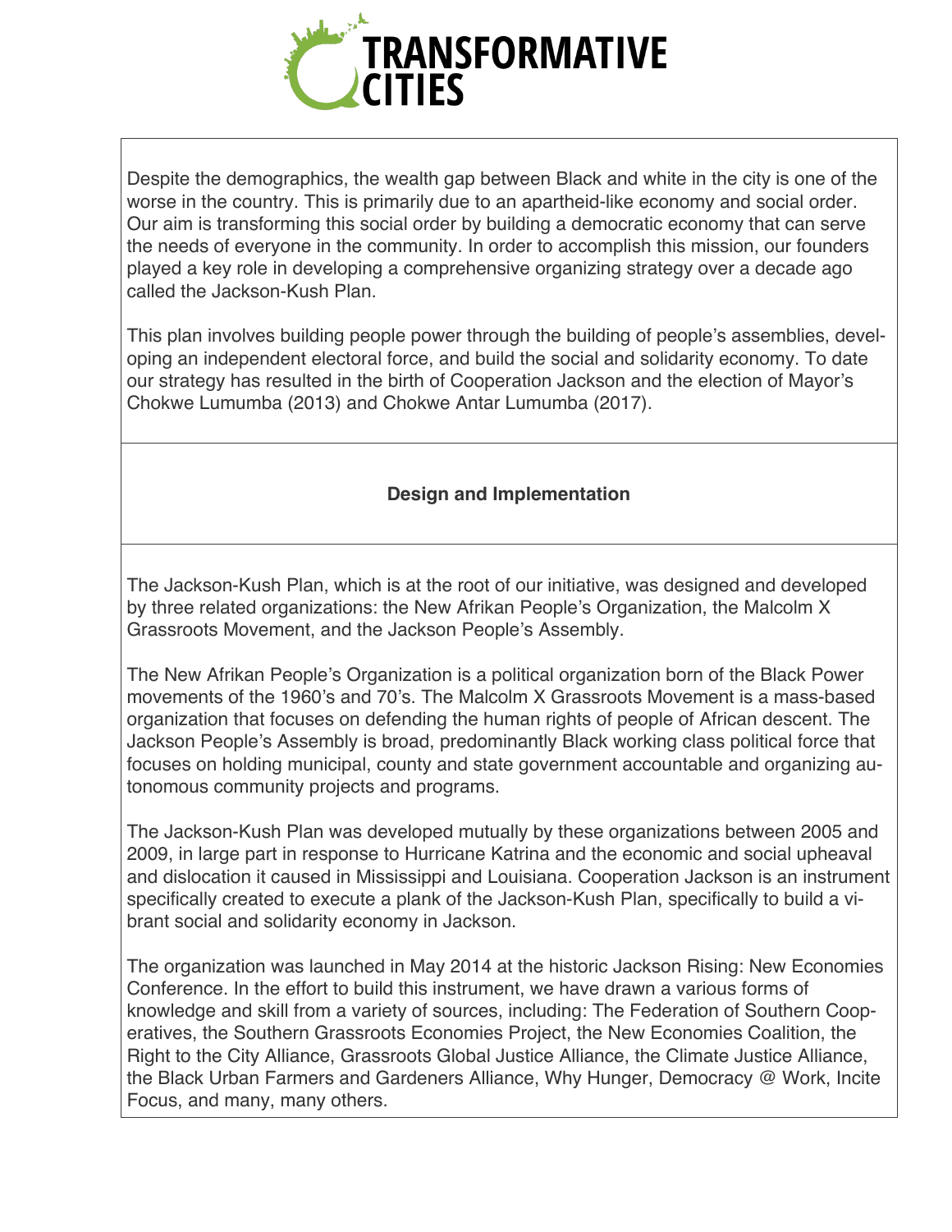Despite the demographics, the wealth gap between Black and white in the city is one of the worse in the country. This is primarily due to an apartheid-like economy and social order. Our aim is transforming this social order by building a democratic economy that can serve the needs of everyone in the community. In order to accomplish this mission, our founders played a key role in developing a comprehensive organizing strategy over a decade ago called the Jackson-Kush Plan.

This plan involves building people power through the building of people's assemblies, developing an independent electoral force, and build the social and solidarity economy. To date our strategy has resulted in the birth of Cooperation Jackson and the election of Mayor's Chokwe Lumumba (2013) and Chokwe Antar Lumumba (2017).

**Design and Implementation**

The Jackson-Kush Plan, which is at the root of our initiative, was designed and developed by three related organizations: the New Afrikan People's Organization, the Malcolm X Grassroots Movement, and the Jackson People's Assembly.

The New Afrikan People's Organization is a political organization born of the Black Power movements of the 1960's and 70's. The Malcolm X Grassroots Movement is a mass-based organization that focuses on defending the human rights of people of African descent. The Jackson People's Assembly is broad, predominantly Black working class political force that focuses on holding municipal, county and state government accountable and organizing autonomous community projects and programs.

The Jackson-Kush Plan was developed mutually by these organizations between 2005 and 2009, in large part in response to Hurricane Katrina and the economic and social upheaval and dislocation it caused in Mississippi and Louisiana. Cooperation Jackson is an instrument specifically created to execute a plank of the Jackson-Kush Plan, specifically to build a vibrant social and solidarity economy in Jackson.

The organization was launched in May 2014 at the historic Jackson Rising: New Economies Conference. In the effort to build this instrument, we have drawn a various forms of knowledge and skill from a variety of sources, including: The Federation of Southern Cooperatives, the Southern Grassroots Economies Project, the New Economies Coalition, the Right to the City Alliance, Grassroots Global Justice Alliance, the Climate Justice Alliance, the Black Urban Farmers and Gardeners Alliance, Why Hunger, Democracy @ Work, Incite Focus, and many, many others.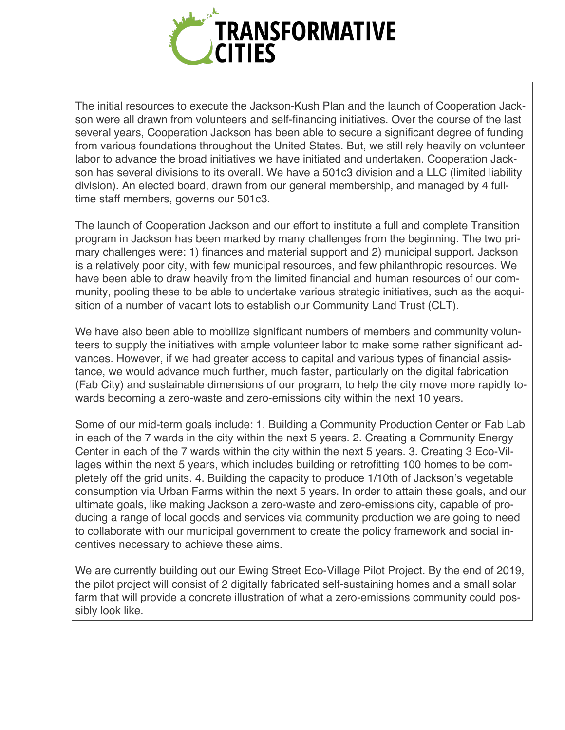The initial resources to execute the Jackson-Kush Plan and the launch of Cooperation Jackson were all drawn from volunteers and self-financing initiatives. Over the course of the last several years, Cooperation Jackson has been able to secure a significant degree of funding from various foundations throughout the United States. But, we still rely heavily on volunteer labor to advance the broad initiatives we have initiated and undertaken. Cooperation Jackson has several divisions to its overall. We have a 501c3 division and a LLC (limited liability division). An elected board, drawn from our general membership, and managed by 4 full-time staff members, governs our 501c3.

The launch of Cooperation Jackson and our effort to institute a full and complete Transition program in Jackson has been marked by many challenges from the beginning. The two primary challenges were: 1) finances and material support and 2) municipal support. Jackson is a relatively poor city, with few municipal resources, and few philanthropic resources. We have been able to draw heavily from the limited financial and human resources of our community, pooling these to be able to undertake various strategic initiatives, such as the acquisition of a number of vacant lots to establish our Community Land Trust (CLT).

We have also been able to mobilize significant numbers of members and community volunteers to supply the initiatives with ample volunteer labor to make some rather significant advances. However, if we had greater access to capital and various types of financial assistance, we would advance much further, much faster, particularly on the digital fabrication (Fab City) and sustainable dimensions of our program, to help the city move more rapidly towards becoming a zero-waste and zero-emissions city within the next 10 years.

Some of our mid-term goals include: 1. Building a Community Production Center or Fab Lab in each of the 7 wards in the city within the next 5 years. 2. Creating a Community Energy Center in each of the 7 wards within the city within the next 5 years. 3. Creating 3 Eco-Villages within the next 5 years, which includes building or retrofitting 100 homes to be completely off the grid units. 4. Building the capacity to produce 1/10th of Jackson's vegetable consumption via Urban Farms within the next 5 years. In order to attain these goals, and our ultimate goals, like making Jackson a zero-waste and zero-emissions city, capable of producing a range of local goods and services via community production we are going to need to collaborate with our municipal government to create the policy framework and social incentives necessary to achieve these aims.

We are currently building out our Ewing Street Eco-Village Pilot Project. By the end of 2019, the pilot project will consist of 2 digitally fabricated self-sustaining homes and a small solar farm that will provide a concrete illustration of what a zero-emissions community could possibly look like.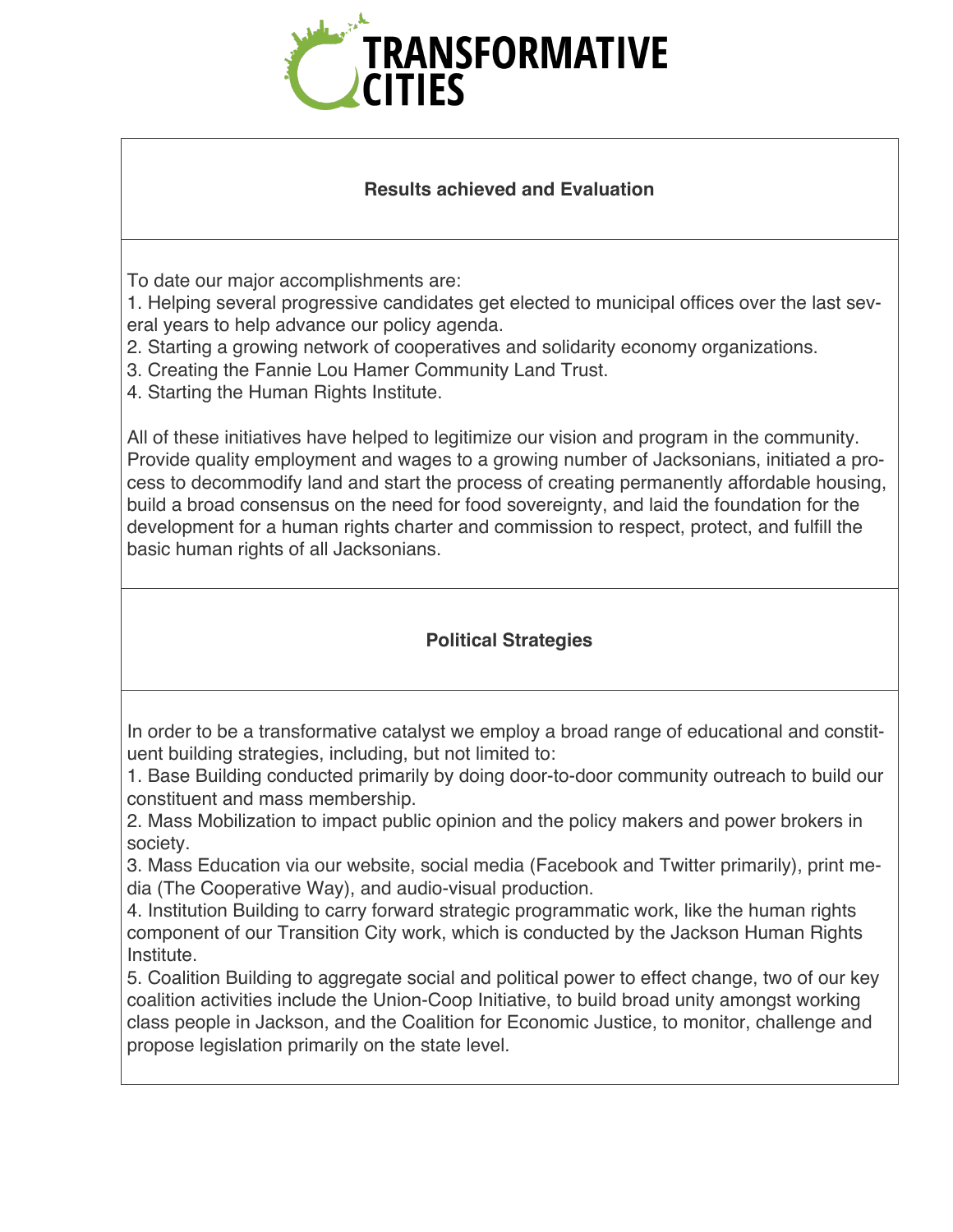## Results achieved and Evaluation

To date our major accomplishments are:

1. Helping several progressive candidates get elected to municipal offices over the last several years to help advance our policy agenda.
2. Starting a growing network of cooperatives and solidarity economy organizations.
3. Creating the Fannie Lou Hamer Community Land Trust.
4. Starting the Human Rights Institute.

All of these initiatives have helped to legitimize our vision and program in the community. Provide quality employment and wages to a growing number of Jacksonians, initiated a process to decommodify land and start the process of creating permanently affordable housing, build a broad consensus on the need for food sovereignty, and laid the foundation for the development for a human rights charter and commission to respect, protect, and fulfill the basic human rights of all Jacksonians.

## Political Strategies

In order to be a transformative catalyst we employ a broad range of educational and constituent building strategies, including, but not limited to:

1. Base Building conducted primarily by doing door-to-door community outreach to build our constituent and mass membership.
2. Mass Mobilization to impact public opinion and the policy makers and power brokers in society.
3. Mass Education via our website, social media (Facebook and Twitter primarily), print media (The Cooperative Way), and audio-visual production.
4. Institution Building to carry forward strategic programmatic work, like the human rights component of our Transition City work, which is conducted by the Jackson Human Rights Institute.
5. Coalition Building to aggregate social and political power to effect change, two of our key coalition activities include the Union-Coop Initiative, to build broad unity amongst working class people in Jackson, and the Coalition for Economic Justice, to monitor, challenge and propose legislation primarily on the state level.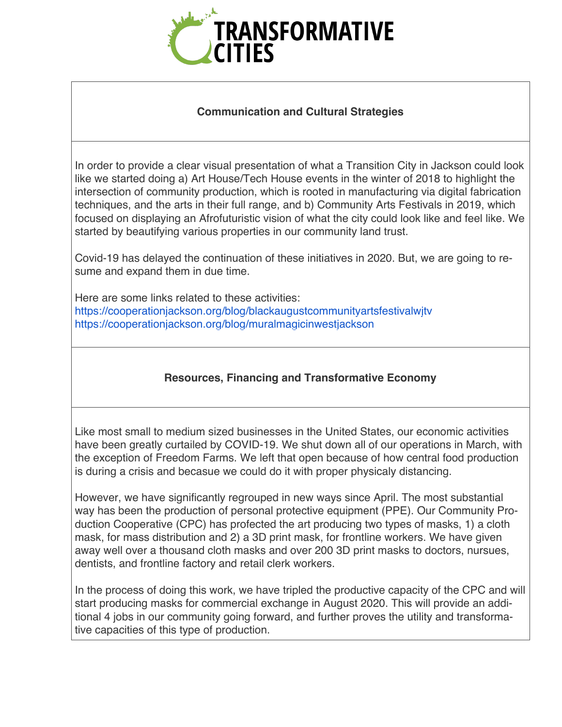## Communication and Cultural Strategies

In order to provide a clear visual presentation of what a Transition City in Jackson could look like we started doing a) Art House/Tech House events in the winter of 2018 to highlight the intersection of community production, which is rooted in manufacturing via digital fabrication techniques, and the arts in their full range, and b) Community Arts Festivals in 2019, which focused on displaying an Afrofuturistic vision of what the city could look like and feel like. We started by beautifying various properties in our community land trust.

Covid-19 has delayed the continuation of these initiatives in 2020. But, we are going to resume and expand them in due time.

Here are some links related to these activities:
https://cooperationjackson.org/blog/blackaugustcommunityartsfestivalwjtv
https://cooperationjackson.org/blog/muralmagicinwestjackson

## Resources, Financing and Transformative Economy

Like most small to medium sized businesses in the United States, our economic activities have been greatly curtailed by COVID-19. We shut down all of our operations in March, with the exception of Freedom Farms. We left that open because of how central food production is during a crisis and becasue we could do it with proper physicaly distancing.

However, we have significantly regrouped in new ways since April. The most substantial way has been the production of personal protective equipment (PPE). Our Community Production Cooperative (CPC) has profected the art producing two types of masks, 1) a cloth mask, for mass distribution and 2) a 3D print mask, for frontline workers. We have given away well over a thousand cloth masks and over 200 3D print masks to doctors, nursues, dentists, and frontline factory and retail clerk workers.

In the process of doing this work, we have tripled the productive capacity of the CPC and will start producing masks for commercial exchange in August 2020. This will provide an additional 4 jobs in our community going forward, and further proves the utility and transformative capacities of this type of production.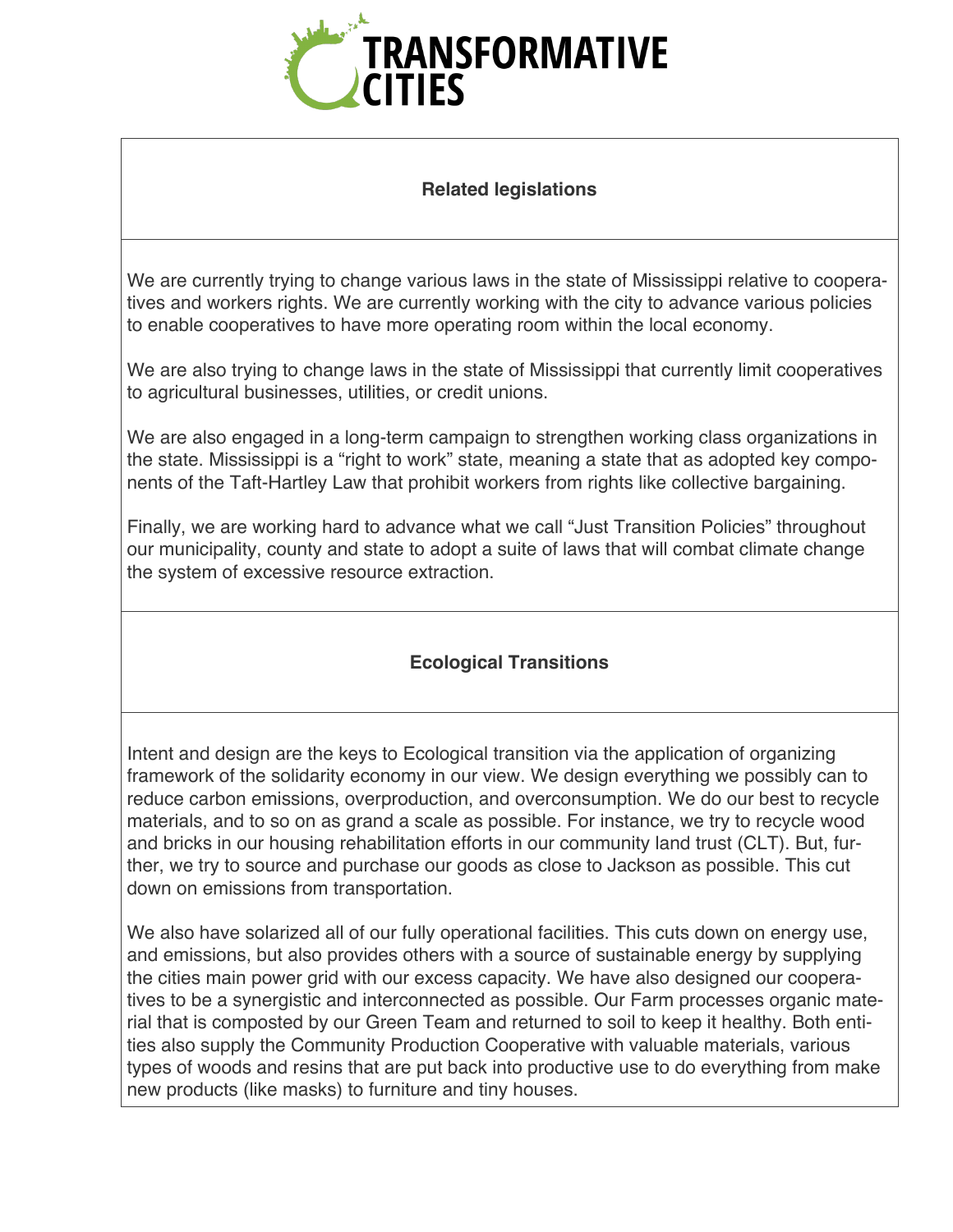## Related legislations

We are currently trying to change various laws in the state of Mississippi relative to cooperatives and workers rights. We are currently working with the city to advance various policies to enable cooperatives to have more operating room within the local economy.

We are also trying to change laws in the state of Mississippi that currently limit cooperatives to agricultural businesses, utilities, or credit unions.

We are also engaged in a long-term campaign to strengthen working class organizations in the state. Mississippi is a "right to work" state, meaning a state that as adopted key components of the Taft-Hartley Law that prohibit workers from rights like collective bargaining.

Finally, we are working hard to advance what we call "Just Transition Policies" throughout our municipality, county and state to adopt a suite of laws that will combat climate change the system of excessive resource extraction.

## Ecological Transitions

Intent and design are the keys to Ecological transition via the application of organizing framework of the solidarity economy in our view. We design everything we possibly can to reduce carbon emissions, overproduction, and overconsumption. We do our best to recycle materials, and to so on as grand a scale as possible. For instance, we try to recycle wood and bricks in our housing rehabilitation efforts in our community land trust (CLT). But, further, we try to source and purchase our goods as close to Jackson as possible. This cut down on emissions from transportation.

We also have solarized all of our fully operational facilities. This cuts down on energy use, and emissions, but also provides others with a source of sustainable energy by supplying the cities main power grid with our excess capacity. We have also designed our cooperatives to be a synergistic and interconnected as possible. Our Farm processes organic material that is composted by our Green Team and returned to soil to keep it healthy. Both entities also supply the Community Production Cooperative with valuable materials, various types of woods and resins that are put back into productive use to do everything from make new products (like masks) to furniture and tiny houses.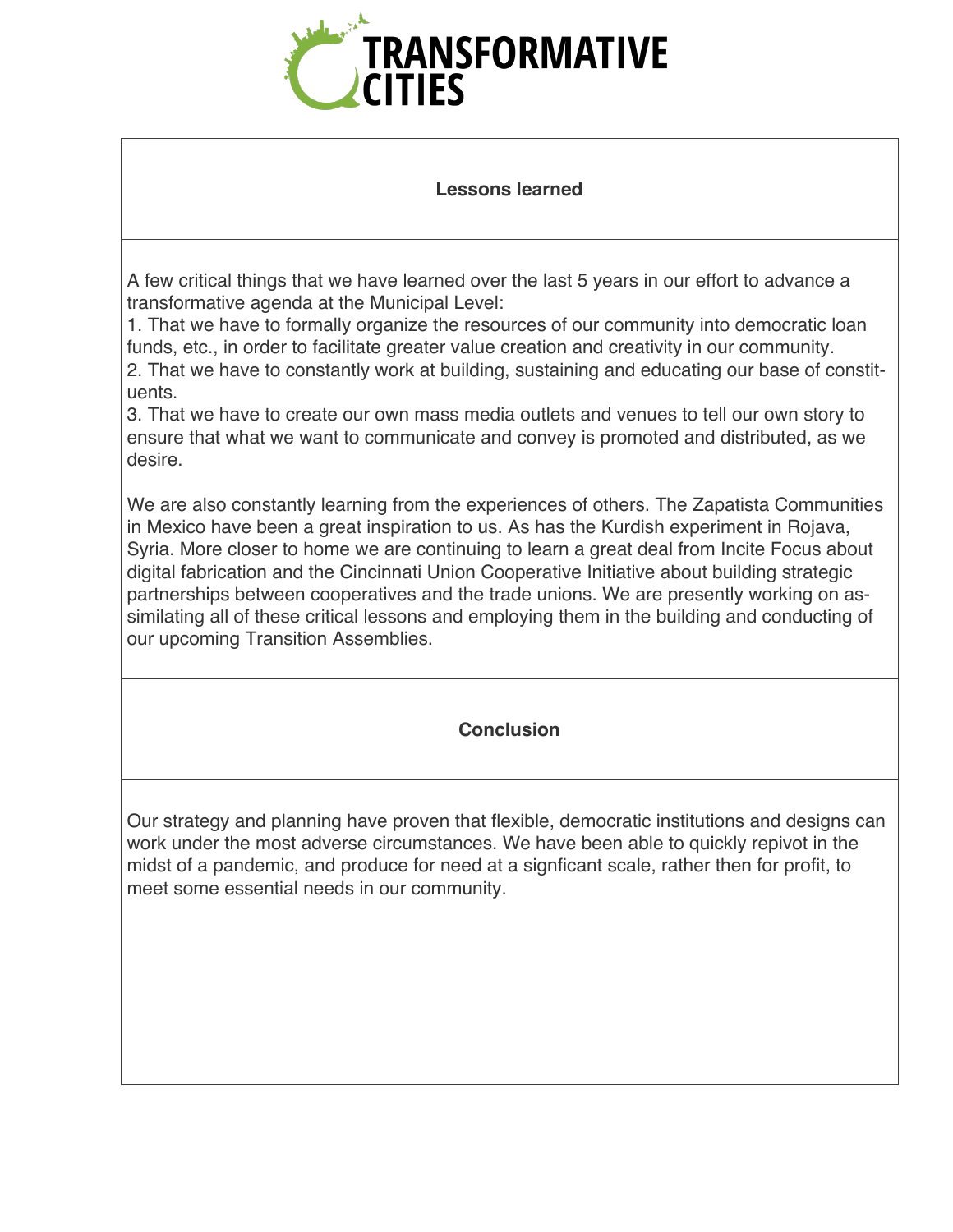## Lessons learned

A few critical things that we have learned over the last 5 years in our effort to advance a transformative agenda at the Municipal Level:

1. That we have to formally organize the resources of our community into democratic loan funds, etc., in order to facilitate greater value creation and creativity in our community.
2. That we have to constantly work at building, sustaining and educating our base of constituents.
3. That we have to create our own mass media outlets and venues to tell our own story to ensure that what we want to communicate and convey is promoted and distributed, as we desire.

We are also constantly learning from the experiences of others. The Zapatista Communities in Mexico have been a great inspiration to us. As has the Kurdish experiment in Rojava, Syria. More closer to home we are continuing to learn a great deal from Incite Focus about digital fabrication and the Cincinnati Union Cooperative Initiative about building strategic partnerships between cooperatives and the trade unions. We are presently working on assimilating all of these critical lessons and employing them in the building and conducting of our upcoming Transition Assemblies.

## Conclusion

Our strategy and planning have proven that flexible, democratic institutions and designs can work under the most adverse circumstances. We have been able to quickly repivot in the midst of a pandemic, and produce for need at a signficant scale, rather then for profit, to meet some essential needs in our community.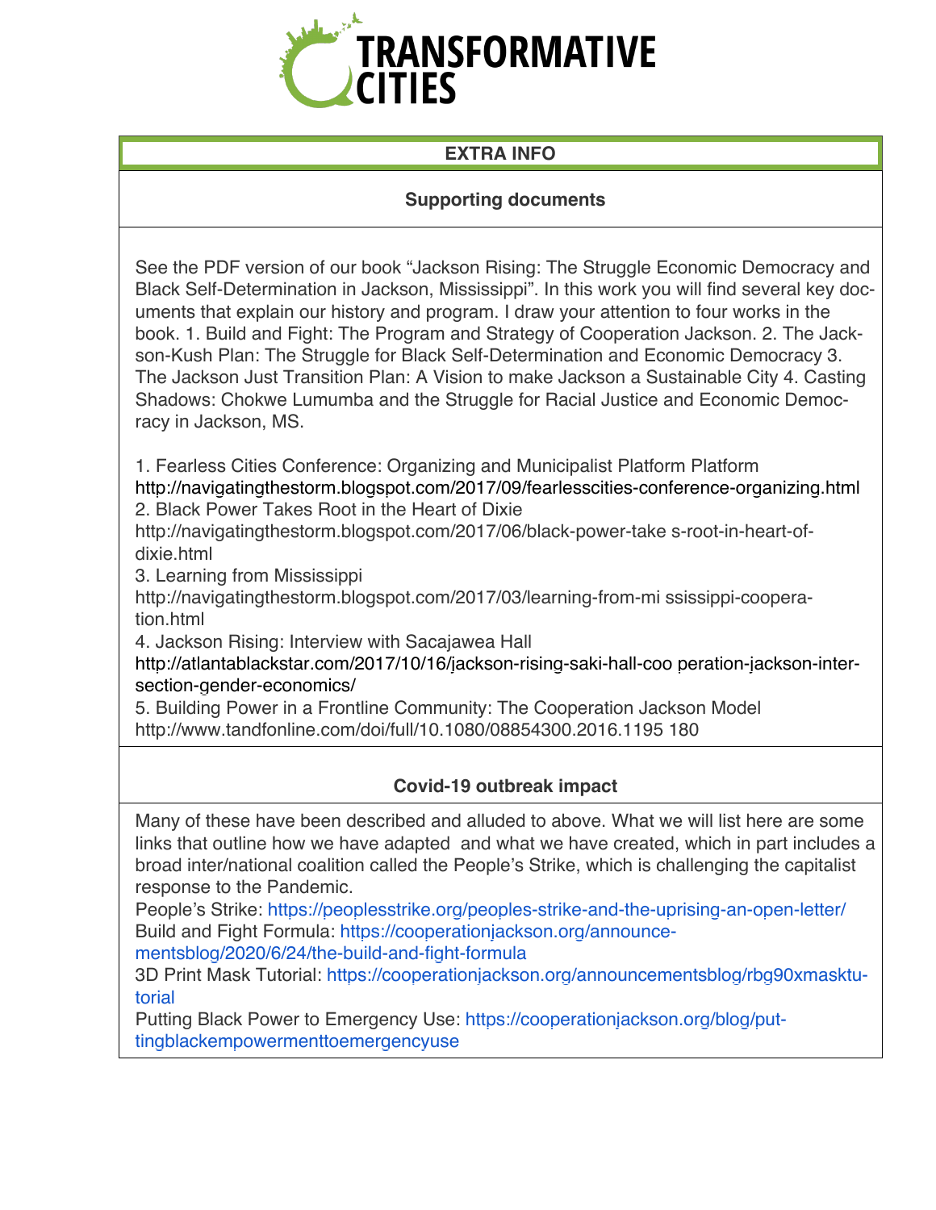# TRANSFORMATIVE CITIES

## EXTRA INFO

### Supporting documents

See the PDF version of our book "Jackson Rising: The Struggle Economic Democracy and Black Self-Determination in Jackson, Mississippi". In this work you will find several key documents that explain our history and program. I draw your attention to four works in the book. 1. Build and Fight: The Program and Strategy of Cooperation Jackson. 2. The Jackson-Kush Plan: The Struggle for Black Self-Determination and Economic Democracy 3. The Jackson Just Transition Plan: A Vision to make Jackson a Sustainable City 4. Casting Shadows: Chokwe Lumumba and the Struggle for Racial Justice and Economic Democracy in Jackson, MS.

1. Fearless Cities Conference: Organizing and Municipalist Platform Platform
http://navigatingthestorm.blogspot.com/2017/09/fearlesscities-conference-organizing.html
2. Black Power Takes Root in the Heart of Dixie
http://navigatingthestorm.blogspot.com/2017/06/black-power-take s-root-in-heart-of-dixie.html
3. Learning from Mississippi
http://navigatingthestorm.blogspot.com/2017/03/learning-from-mi ssissippi-cooperation.html
4. Jackson Rising: Interview with Sacajawea Hall
http://atlantablackstar.com/2017/10/16/jackson-rising-saki-hall-coo peration-jackson-intersection-gender-economics/
5. Building Power in a Frontline Community: The Cooperation Jackson Model
http://www.tandfonline.com/doi/full/10.1080/08854300.2016.1195 180

### Covid-19 outbreak impact

Many of these have been described and alluded to above. What we will list here are some links that outline how we have adapted and what we have created, which in part includes a broad inter/national coalition called the People's Strike, which is challenging the capitalist response to the Pandemic.
People's Strike: https://peoplesstrike.org/peoples-strike-and-the-uprising-an-open-letter/
Build and Fight Formula: https://cooperationjackson.org/announcementsblog/2020/6/24/the-build-and-fight-formula
3D Print Mask Tutorial: https://cooperationjackson.org/announcementsblog/rbg90xmasktutorial
Putting Black Power to Emergency Use: https://cooperationjackson.org/blog/puttingblackempowermenttoemergencyuse